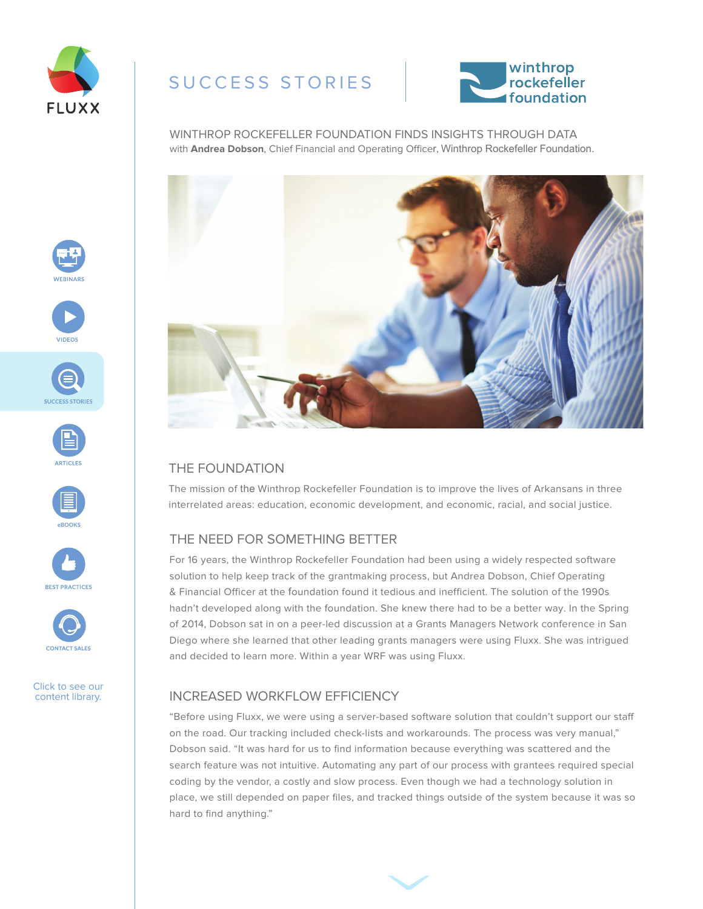# SUCCESS STORIES

## WINTHROP ROCKEFELLER FOUNDATION FINDS INSIGHTS THROUGH DATA

with **Andrea Dobson**, Chief Financial and Operating Officer, Winthrop Rockefeller Foundation.

## THE FOUNDATION

The mission of the Winthrop Rockefeller Foundation is to improve the lives of Arkansans in three interrelated areas: education, economic development, and economic, racial, and social justice.

## THE NEED FOR SOMETHING BETTER

For 16 years, the Winthrop Rockefeller Foundation had been using a widely respected software solution to help keep track of the grantmaking process, but Andrea Dobson, Chief Operating & Financial Officer at the foundation found it tedious and inefficient. The solution of the 1990s hadn't developed along with the foundation. She knew there had to be a better way. In the Spring of 2014, Dobson sat in on a peer-led discussion at a Grants Managers Network conference in San Diego where she learned that other leading grants managers were using Fluxx. She was intrigued and decided to learn more. Within a year WRF was using Fluxx.

## INCREASED WORKFLOW EFFICIENCY

"Before using Fluxx, we were using a server-based software solution that couldn't support our staff on the road. Our tracking included check-lists and workarounds. The process was very manual," Dobson said. "It was hard for us to find information because everything was scattered and the search feature was not intuitive. Automating any part of our process with grantees required special coding by the vendor, a costly and slow process. Even though we had a technology solution in place, we still depended on paper files, and tracked things outside of the system because it was so hard to find anything."

WEBINARS

VIDEOS

SUCCESS STORIES

ARTICLES

eBOOKS

BEST PRACTICES

CONTACT SALES

Click to see our content library.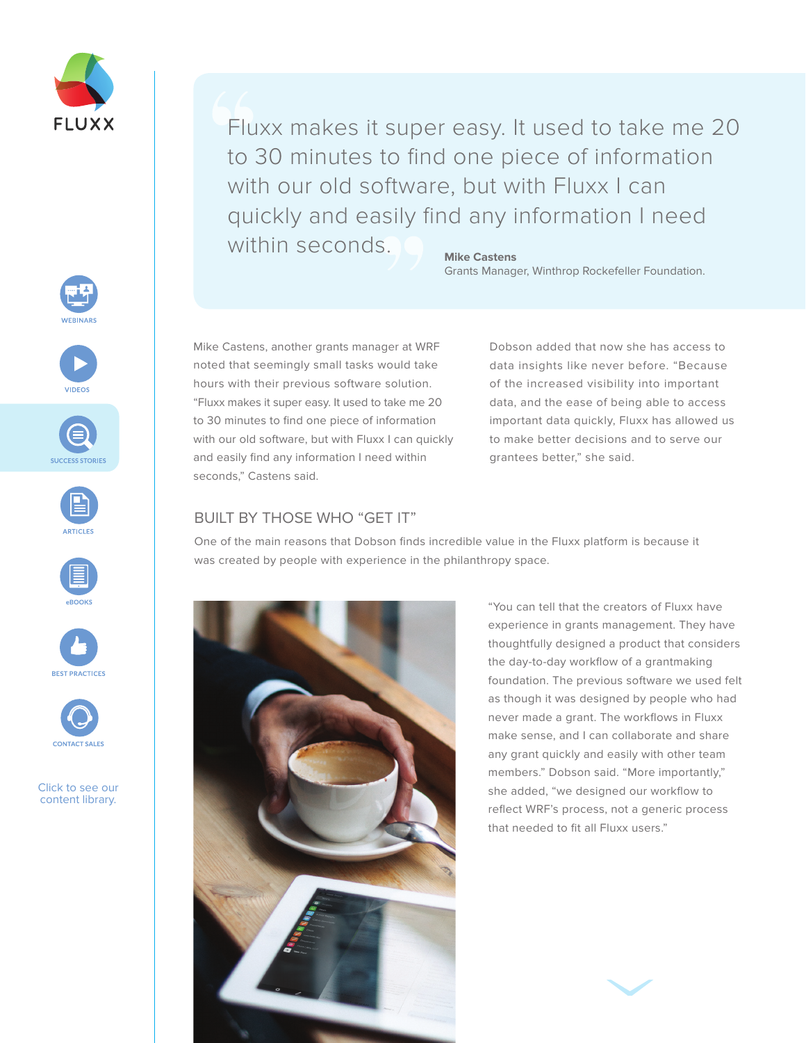> Fluxx makes it super easy. It used to take me 20 to 30 minutes to find one piece of information with our old software, but with Fluxx I can quickly and easily find any information I need within seconds.
>
> **Mike Castens**
> Grants Manager, Winthrop Rockefeller Foundation.

Mike Castens, another grants manager at WRF noted that seemingly small tasks would take hours with their previous software solution. "Fluxx makes it super easy. It used to take me 20 to 30 minutes to find one piece of information with our old software, but with Fluxx I can quickly and easily find any information I need within seconds," Castens said.

Dobson added that now she has access to data insights like never before. "Because of the increased visibility into important data, and the ease of being able to access important data quickly, Fluxx has allowed us to make better decisions and to serve our grantees better," she said.

## BUILT BY THOSE WHO "GET IT"

One of the main reasons that Dobson finds incredible value in the Fluxx platform is because it was created by people with experience in the philanthropy space.

"You can tell that the creators of Fluxx have experience in grants management. They have thoughtfully designed a product that considers the day-to-day workflow of a grantmaking foundation. The previous software we used felt as though it was designed by people who had never made a grant. The workflows in Fluxx make sense, and I can collaborate and share any grant quickly and easily with other team members." Dobson said. "More importantly," she added, "we designed our workflow to reflect WRF's process, not a generic process that needed to fit all Fluxx users."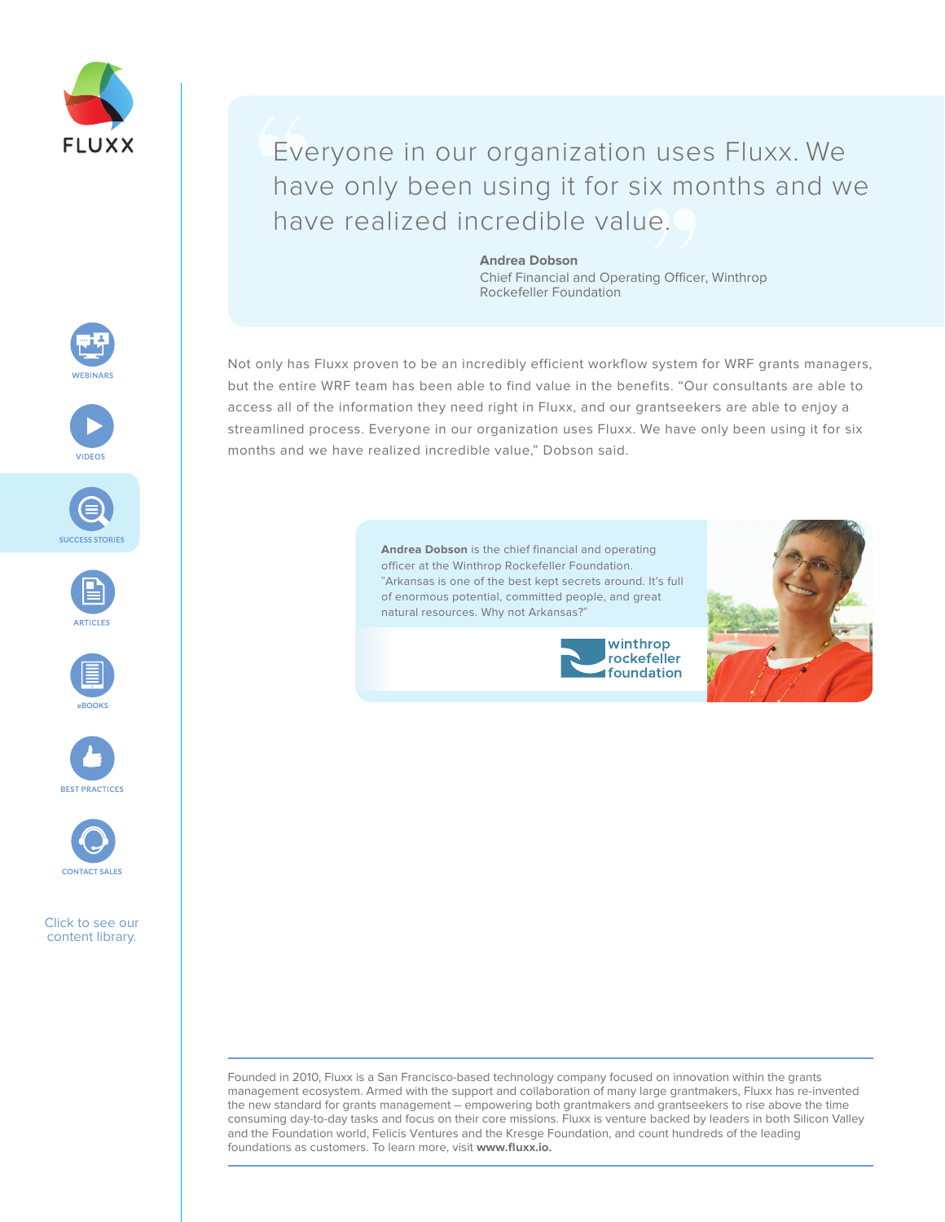FLUXX

> Everyone in our organization uses Fluxx. We have only been using it for six months and we have realized incredible value.
>
> **Andrea Dobson**
> Chief Financial and Operating Officer, Winthrop Rockefeller Foundation

Not only has Fluxx proven to be an incredibly efficient workflow system for WRF grants managers, but the entire WRF team has been able to find value in the benefits. "Our consultants are able to access all of the information they need right in Fluxx, and our grantseekers are able to enjoy a streamlined process. Everyone in our organization uses Fluxx. We have only been using it for six months and we have realized incredible value," Dobson said.

**Andrea Dobson** is the chief financial and operating officer at the Winthrop Rockefeller Foundation. "Arkansas is one of the best kept secrets around. It's full of enormous potential, committed people, and great natural resources. Why not Arkansas?"

winthrop rockefeller foundation

WEBINARS

VIDEOS

SUCCESS STORIES

ARTICLES

eBOOKS

BEST PRACTICES

CONTACT SALES

Click to see our content library.

---

Founded in 2010, Fluxx is a San Francisco-based technology company focused on innovation within the grants management ecosystem. Armed with the support and collaboration of many large grantmakers, Fluxx has re-invented the new standard for grants management – empowering both grantmakers and grantseekers to rise above the time consuming day-to-day tasks and focus on their core missions. Fluxx is venture backed by leaders in both Silicon Valley and the Foundation world, Felicis Ventures and the Kresge Foundation, and count hundreds of the leading foundations as customers. To learn more, visit **www.fluxx.io.**